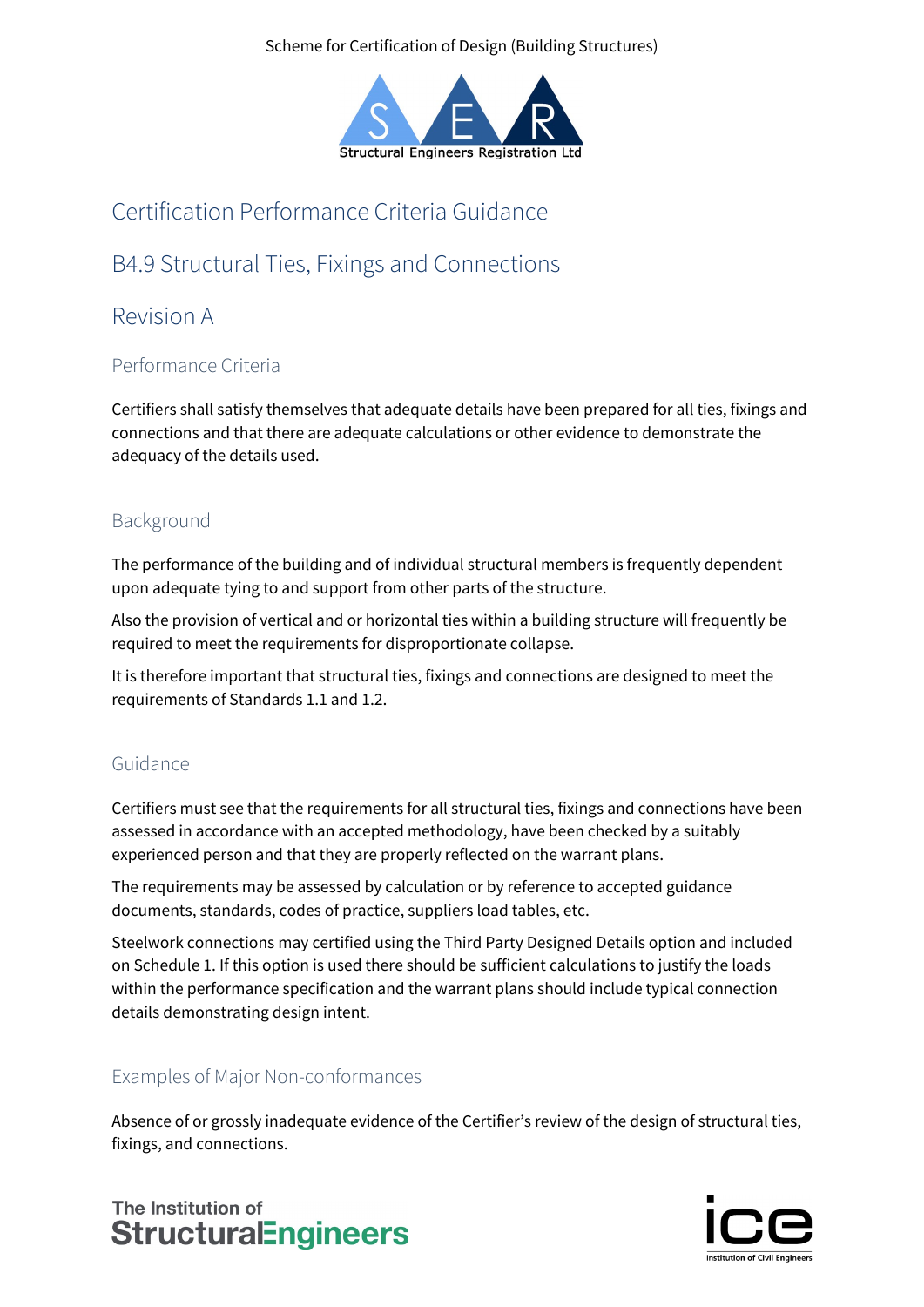Scheme for Certification of Design (Building Structures)

Structural Engineers Registration Ltd

# Certification Performance Criteria Guidance

# B4.9 Structural Ties, Fixings and Connections

# Revision A

## Performance Criteria

Certifiers shall satisfy themselves that adequate details have been prepared for all ties, fixings and connections and that there are adequate calculations or other evidence to demonstrate the adequacy of the details used.

## Background

The performance of the building and of individual structural members is frequently dependent upon adequate tying to and support from other parts of the structure.

Also the provision of vertical and or horizontal ties within a building structure will frequently be required to meet the requirements for disproportionate collapse.

It is therefore important that structural ties, fixings and connections are designed to meet the requirements of Standards 1.1 and 1.2.

## Guidance

Certifiers must see that the requirements for all structural ties, fixings and connections have been assessed in accordance with an accepted methodology, have been checked by a suitably experienced person and that they are properly reflected on the warrant plans.

The requirements may be assessed by calculation or by reference to accepted guidance documents, standards, codes of practice, suppliers load tables, etc.

Steelwork connections may certified using the Third Party Designed Details option and included on Schedule 1. If this option is used there should be sufficient calculations to justify the loads within the performance specification and the warrant plans should include typical connection details demonstrating design intent.

## Examples of Major Non-conformances

Absence of or grossly inadequate evidence of the Certifier's review of the design of structural ties, fixings, and connections.

The Institution of StructuralEngineers

ice Institution of Civil Engineers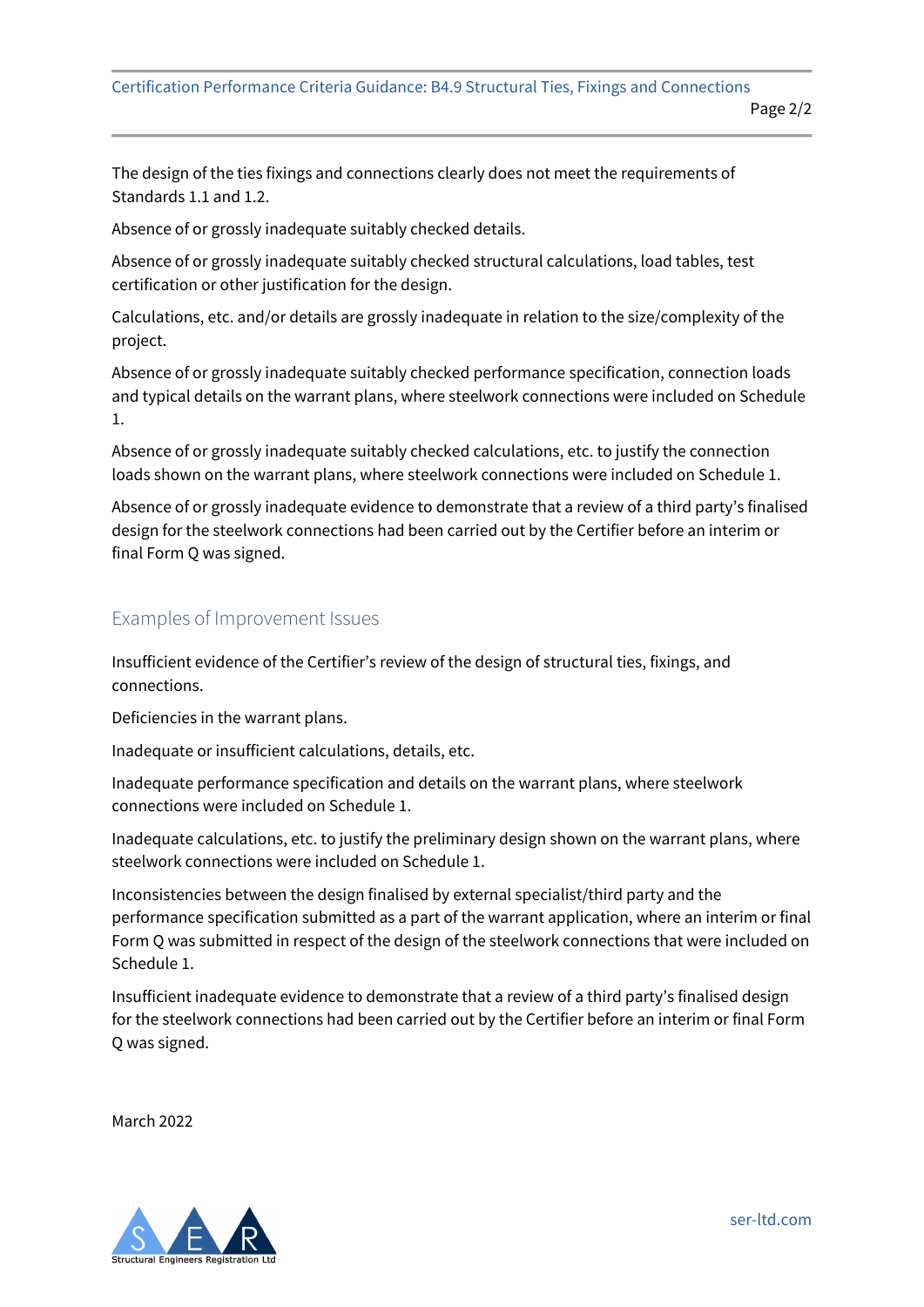The design of the ties fixings and connections clearly does not meet the requirements of Standards 1.1 and 1.2.

Absence of or grossly inadequate suitably checked details.

Absence of or grossly inadequate suitably checked structural calculations, load tables, test certification or other justification for the design.

Calculations, etc. and/or details are grossly inadequate in relation to the size/complexity of the project.

Absence of or grossly inadequate suitably checked performance specification, connection loads and typical details on the warrant plans, where steelwork connections were included on Schedule 1.

Absence of or grossly inadequate suitably checked calculations, etc. to justify the connection loads shown on the warrant plans, where steelwork connections were included on Schedule 1.

Absence of or grossly inadequate evidence to demonstrate that a review of a third party's finalised design for the steelwork connections had been carried out by the Certifier before an interim or final Form Q was signed.

## Examples of Improvement Issues

Insufficient evidence of the Certifier's review of the design of structural ties, fixings, and connections.

Deficiencies in the warrant plans.

Inadequate or insufficient calculations, details, etc.

Inadequate performance specification and details on the warrant plans, where steelwork connections were included on Schedule 1.

Inadequate calculations, etc. to justify the preliminary design shown on the warrant plans, where steelwork connections were included on Schedule 1.

Inconsistencies between the design finalised by external specialist/third party and the performance specification submitted as a part of the warrant application, where an interim or final Form Q was submitted in respect of the design of the steelwork connections that were included on Schedule 1.

Insufficient inadequate evidence to demonstrate that a review of a third party's finalised design for the steelwork connections had been carried out by the Certifier before an interim or final Form Q was signed.

March 2022

Structural Engineers Registration Ltd

ser-ltd.com